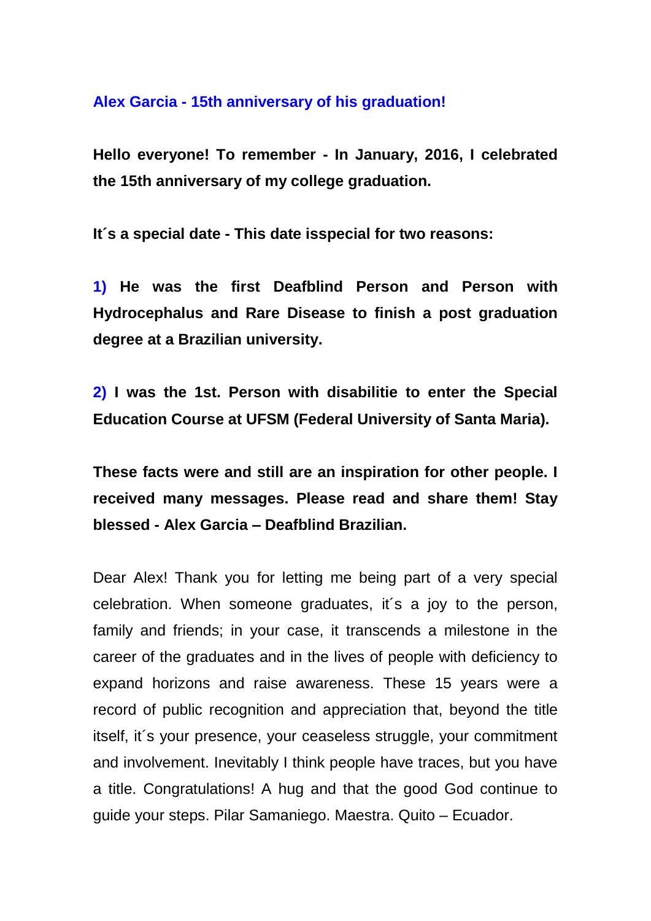## Alex Garcia - 15th anniversary of his graduation!

**Hello everyone! To remember - In January, 2016, I celebrated the 15th anniversary of my college graduation.**

**It´s a special date - This date isspecial for two reasons:**

**1) He was the first Deafblind Person and Person with Hydrocephalus and Rare Disease to finish a post graduation degree at a Brazilian university.**

**2) I was the 1st. Person with disabilitie to enter the Special Education Course at UFSM (Federal University of Santa Maria).**

**These facts were and still are an inspiration for other people. I received many messages. Please read and share them! Stay blessed - Alex Garcia – Deafblind Brazilian.**

Dear Alex! Thank you for letting me being part of a very special celebration. When someone graduates, it´s a joy to the person, family and friends; in your case, it transcends a milestone in the career of the graduates and in the lives of people with deficiency to expand horizons and raise awareness. These 15 years were a record of public recognition and appreciation that, beyond the title itself, it´s your presence, your ceaseless struggle, your commitment and involvement. Inevitably I think people have traces, but you have a title. Congratulations! A hug and that the good God continue to guide your steps. Pilar Samaniego. Maestra. Quito – Ecuador.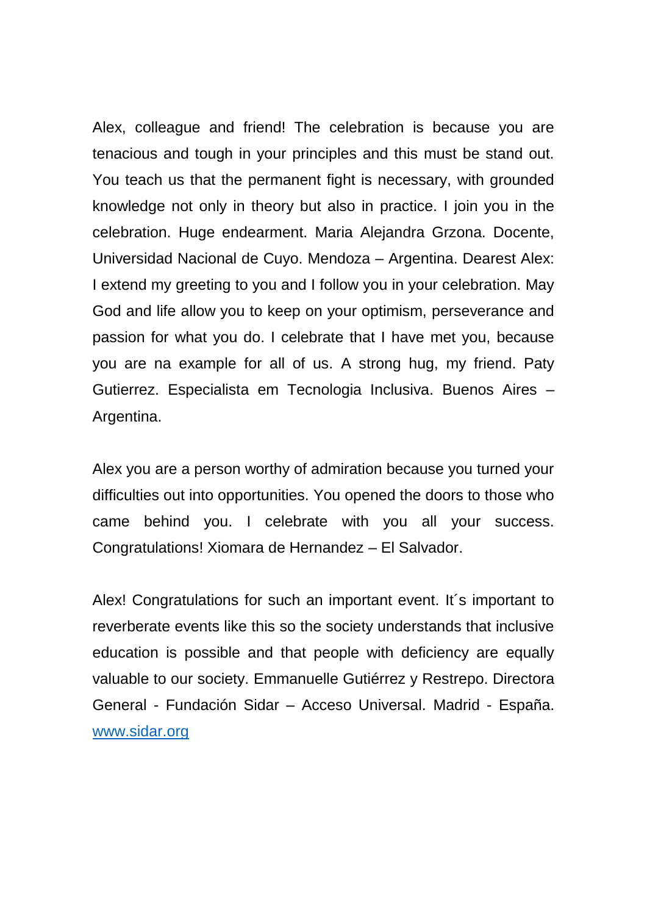Alex, colleague and friend! The celebration is because you are tenacious and tough in your principles and this must be stand out. You teach us that the permanent fight is necessary, with grounded knowledge not only in theory but also in practice. I join you in the celebration. Huge endearment. Maria Alejandra Grzona. Docente, Universidad Nacional de Cuyo. Mendoza – Argentina. Dearest Alex: I extend my greeting to you and I follow you in your celebration. May God and life allow you to keep on your optimism, perseverance and passion for what you do. I celebrate that I have met you, because you are na example for all of us. A strong hug, my friend. Paty Gutierrez. Especialista em Tecnologia Inclusiva. Buenos Aires – Argentina.

Alex you are a person worthy of admiration because you turned your difficulties out into opportunities. You opened the doors to those who came behind you. I celebrate with you all your success. Congratulations! Xiomara de Hernandez – El Salvador.

Alex! Congratulations for such an important event. It´s important to reverberate events like this so the society understands that inclusive education is possible and that people with deficiency are equally valuable to our society. Emmanuelle Gutiérrez y Restrepo. Directora General - Fundación Sidar – Acceso Universal. Madrid - España. [www.sidar.org](http://www.sidar.org)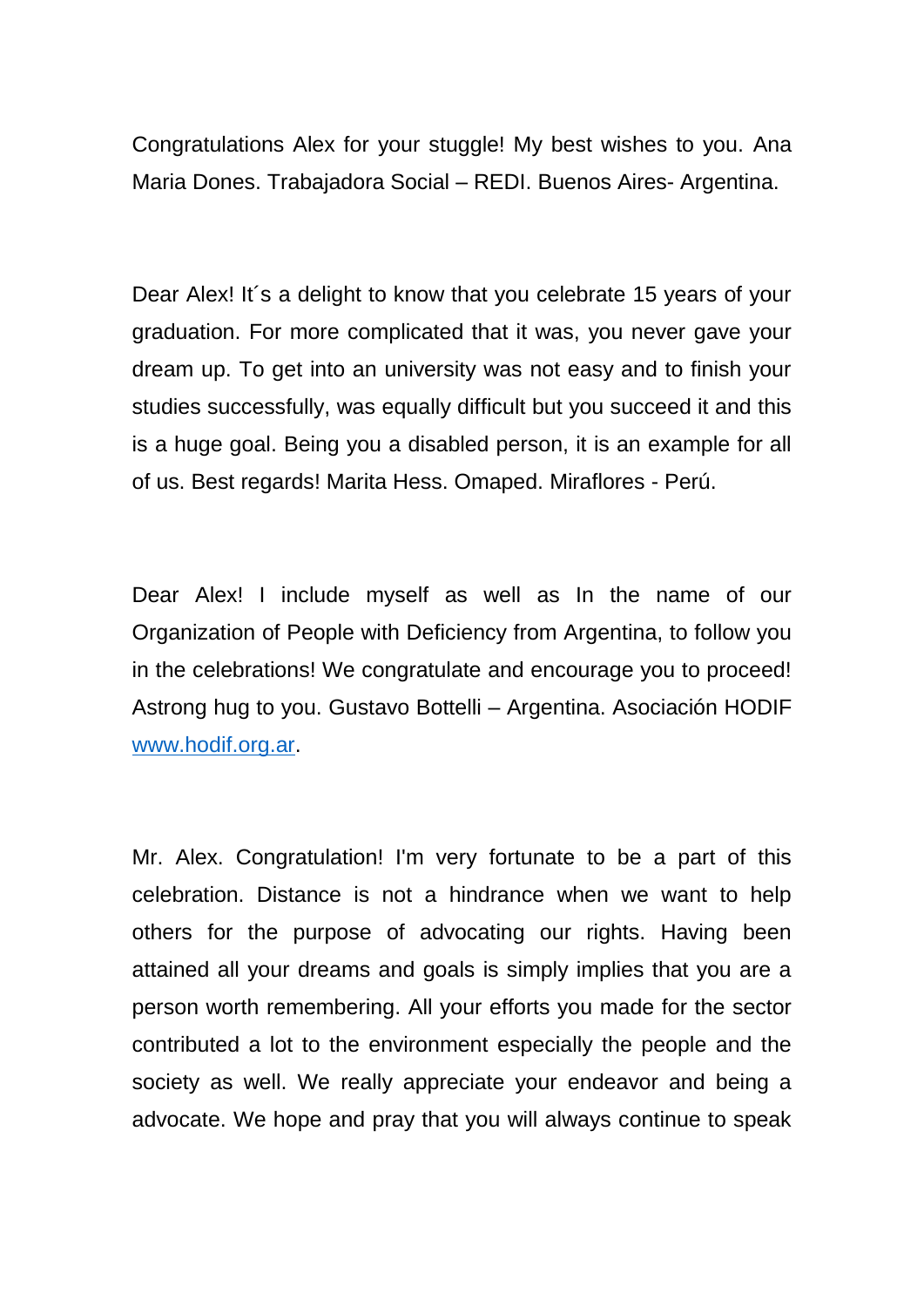Congratulations Alex for your stuggle! My best wishes to you. Ana Maria Dones. Trabajadora Social – REDI. Buenos Aires- Argentina.

Dear Alex! It´s a delight to know that you celebrate 15 years of your graduation. For more complicated that it was, you never gave your dream up. To get into an university was not easy and to finish your studies successfully, was equally difficult but you succeed it and this is a huge goal. Being you a disabled person, it is an example for all of us. Best regards! Marita Hess. Omaped. Miraflores - Perú.

Dear Alex! I include myself as well as In the name of our Organization of People with Deficiency from Argentina, to follow you in the celebrations! We congratulate and encourage you to proceed! Astrong hug to you. Gustavo Bottelli – Argentina. Asociación HODIF [www.hodif.org.ar](http://www.hodif.org.ar).

Mr. Alex. Congratulation! I'm very fortunate to be a part of this celebration. Distance is not a hindrance when we want to help others for the purpose of advocating our rights. Having been attained all your dreams and goals is simply implies that you are a person worth remembering. All your efforts you made for the sector contributed a lot to the environment especially the people and the society as well. We really appreciate your endeavor and being a advocate. We hope and pray that you will always continue to speak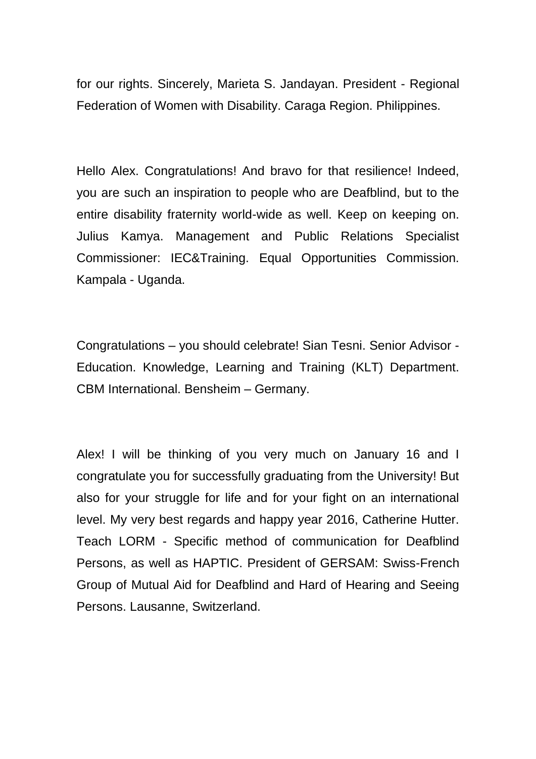for our rights. Sincerely, Marieta S. Jandayan. President - Regional Federation of Women with Disability. Caraga Region. Philippines.

Hello Alex. Congratulations! And bravo for that resilience! Indeed, you are such an inspiration to people who are Deafblind, but to the entire disability fraternity world-wide as well. Keep on keeping on. Julius Kamya. Management and Public Relations Specialist Commissioner: IEC&Training. Equal Opportunities Commission. Kampala - Uganda.

Congratulations – you should celebrate! Sian Tesni. Senior Advisor - Education. Knowledge, Learning and Training (KLT) Department. CBM International. Bensheim – Germany.

Alex! I will be thinking of you very much on January 16 and I congratulate you for successfully graduating from the University! But also for your struggle for life and for your fight on an international level. My very best regards and happy year 2016, Catherine Hutter. Teach LORM - Specific method of communication for Deafblind Persons, as well as HAPTIC. President of GERSAM: Swiss-French Group of Mutual Aid for Deafblind and Hard of Hearing and Seeing Persons. Lausanne, Switzerland.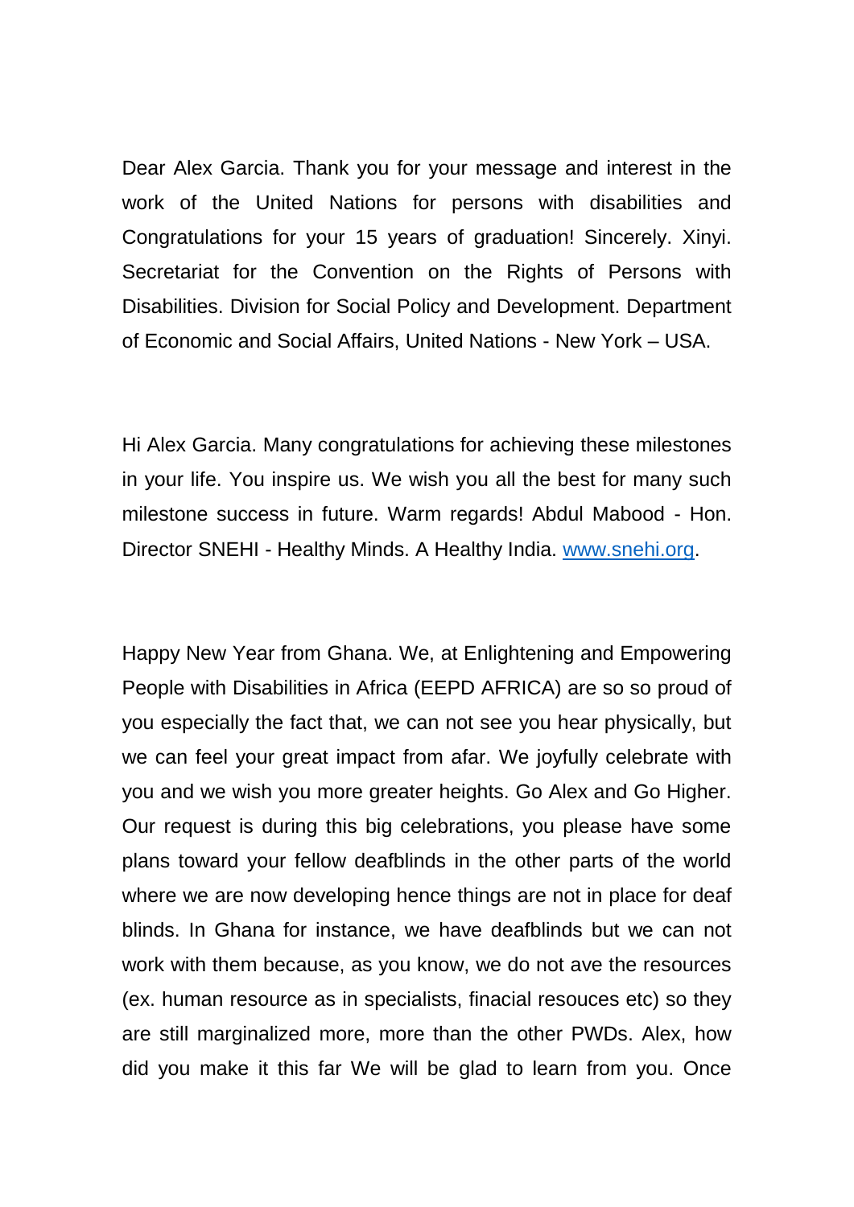Dear Alex Garcia. Thank you for your message and interest in the work of the United Nations for persons with disabilities and Congratulations for your 15 years of graduation! Sincerely. Xinyi. Secretariat for the Convention on the Rights of Persons with Disabilities. Division for Social Policy and Development. Department of Economic and Social Affairs, United Nations - New York – USA.

Hi Alex Garcia. Many congratulations for achieving these milestones in your life. You inspire us. We wish you all the best for many such milestone success in future. Warm regards! Abdul Mabood - Hon. Director SNEHI - Healthy Minds. A Healthy India. [www.snehi.org](http://www.snehi.org).

Happy New Year from Ghana. We, at Enlightening and Empowering People with Disabilities in Africa (EEPD AFRICA) are so so proud of you especially the fact that, we can not see you hear physically, but we can feel your great impact from afar. We joyfully celebrate with you and we wish you more greater heights. Go Alex and Go Higher. Our request is during this big celebrations, you please have some plans toward your fellow deafblinds in the other parts of the world where we are now developing hence things are not in place for deaf blinds. In Ghana for instance, we have deafblinds but we can not work with them because, as you know, we do not ave the resources (ex. human resource as in specialists, finacial resouces etc) so they are still marginalized more, more than the other PWDs. Alex, how did you make it this far We will be glad to learn from you. Once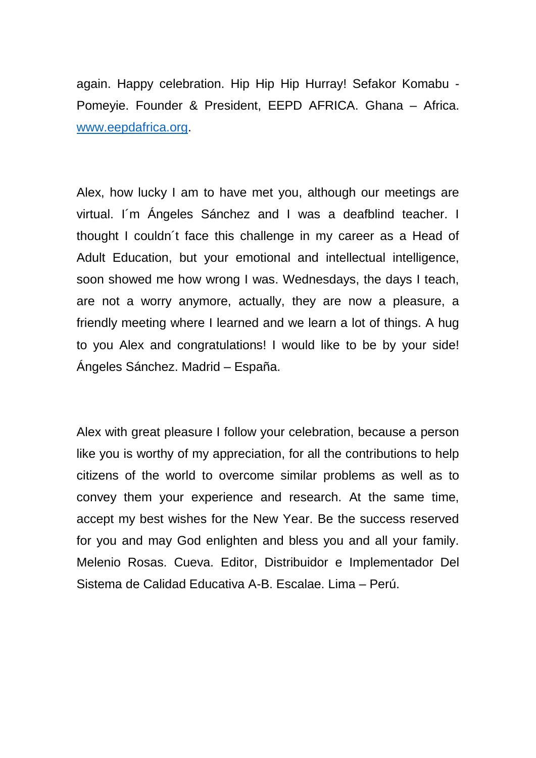again. Happy celebration. Hip Hip Hip Hurray! Sefakor Komabu - Pomeyie. Founder & President, EEPD AFRICA. Ghana – Africa. www.eepdafrica.org.

Alex, how lucky I am to have met you, although our meetings are virtual. I´m Ángeles Sánchez and I was a deafblind teacher. I thought I couldn´t face this challenge in my career as a Head of Adult Education, but your emotional and intellectual intelligence, soon showed me how wrong I was. Wednesdays, the days I teach, are not a worry anymore, actually, they are now a pleasure, a friendly meeting where I learned and we learn a lot of things. A hug to you Alex and congratulations! I would like to be by your side! Ángeles Sánchez. Madrid – España.

Alex with great pleasure I follow your celebration, because a person like you is worthy of my appreciation, for all the contributions to help citizens of the world to overcome similar problems as well as to convey them your experience and research. At the same time, accept my best wishes for the New Year. Be the success reserved for you and may God enlighten and bless you and all your family. Melenio Rosas. Cueva. Editor, Distribuidor e Implementador Del Sistema de Calidad Educativa A-B. Escalae. Lima – Perú.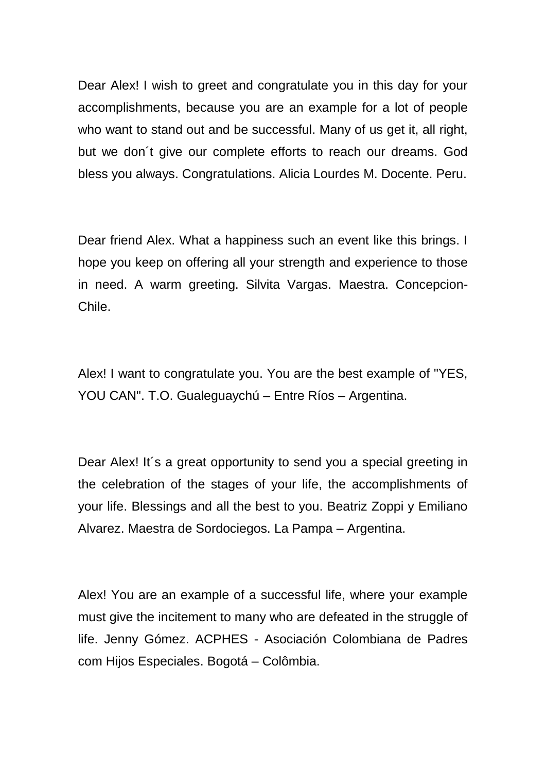Dear Alex! I wish to greet and congratulate you in this day for your accomplishments, because you are an example for a lot of people who want to stand out and be successful. Many of us get it, all right, but we don´t give our complete efforts to reach our dreams. God bless you always. Congratulations. Alicia Lourdes M. Docente. Peru.

Dear friend Alex. What a happiness such an event like this brings. I hope you keep on offering all your strength and experience to those in need. A warm greeting. Silvita Vargas. Maestra. Concepcion-Chile.

Alex! I want to congratulate you. You are the best example of "YES, YOU CAN". T.O. Gualeguaychú – Entre Ríos – Argentina.

Dear Alex! It´s a great opportunity to send you a special greeting in the celebration of the stages of your life, the accomplishments of your life. Blessings and all the best to you. Beatriz Zoppi y Emiliano Alvarez. Maestra de Sordociegos. La Pampa – Argentina.

Alex! You are an example of a successful life, where your example must give the incitement to many who are defeated in the struggle of life. Jenny Gómez. ACPHES - Asociación Colombiana de Padres com Hijos Especiales. Bogotá – Colômbia.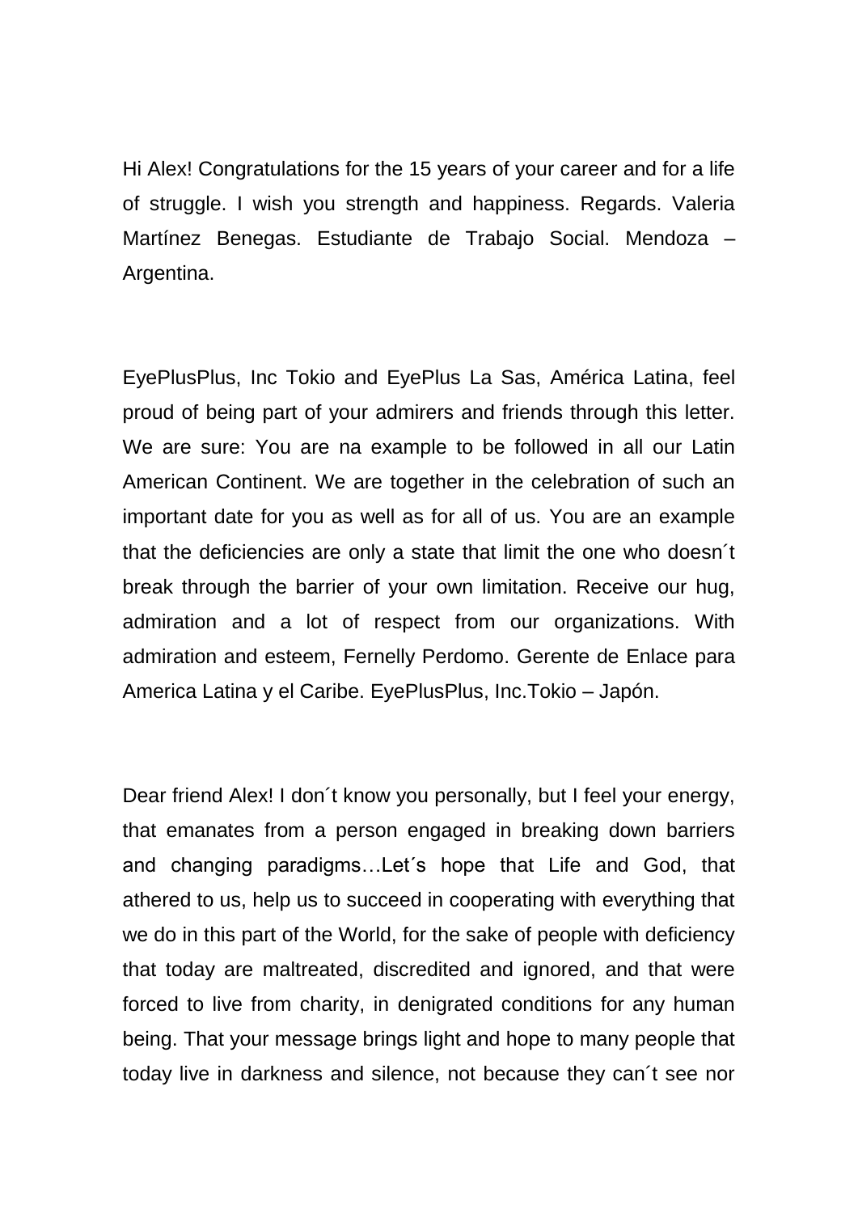Hi Alex! Congratulations for the 15 years of your career and for a life of struggle. I wish you strength and happiness. Regards. Valeria Martínez Benegas. Estudiante de Trabajo Social. Mendoza – Argentina.

EyePlusPlus, Inc Tokio and EyePlus La Sas, América Latina, feel proud of being part of your admirers and friends through this letter. We are sure: You are na example to be followed in all our Latin American Continent. We are together in the celebration of such an important date for you as well as for all of us. You are an example that the deficiencies are only a state that limit the one who doesn´t break through the barrier of your own limitation. Receive our hug, admiration and a lot of respect from our organizations. With admiration and esteem, Fernelly Perdomo. Gerente de Enlace para America Latina y el Caribe. EyePlusPlus, Inc.Tokio – Japón.

Dear friend Alex! I don´t know you personally, but I feel your energy, that emanates from a person engaged in breaking down barriers and changing paradigms…Let´s hope that Life and God, that athered to us, help us to succeed in cooperating with everything that we do in this part of the World, for the sake of people with deficiency that today are maltreated, discredited and ignored, and that were forced to live from charity, in denigrated conditions for any human being. That your message brings light and hope to many people that today live in darkness and silence, not because they can´t see nor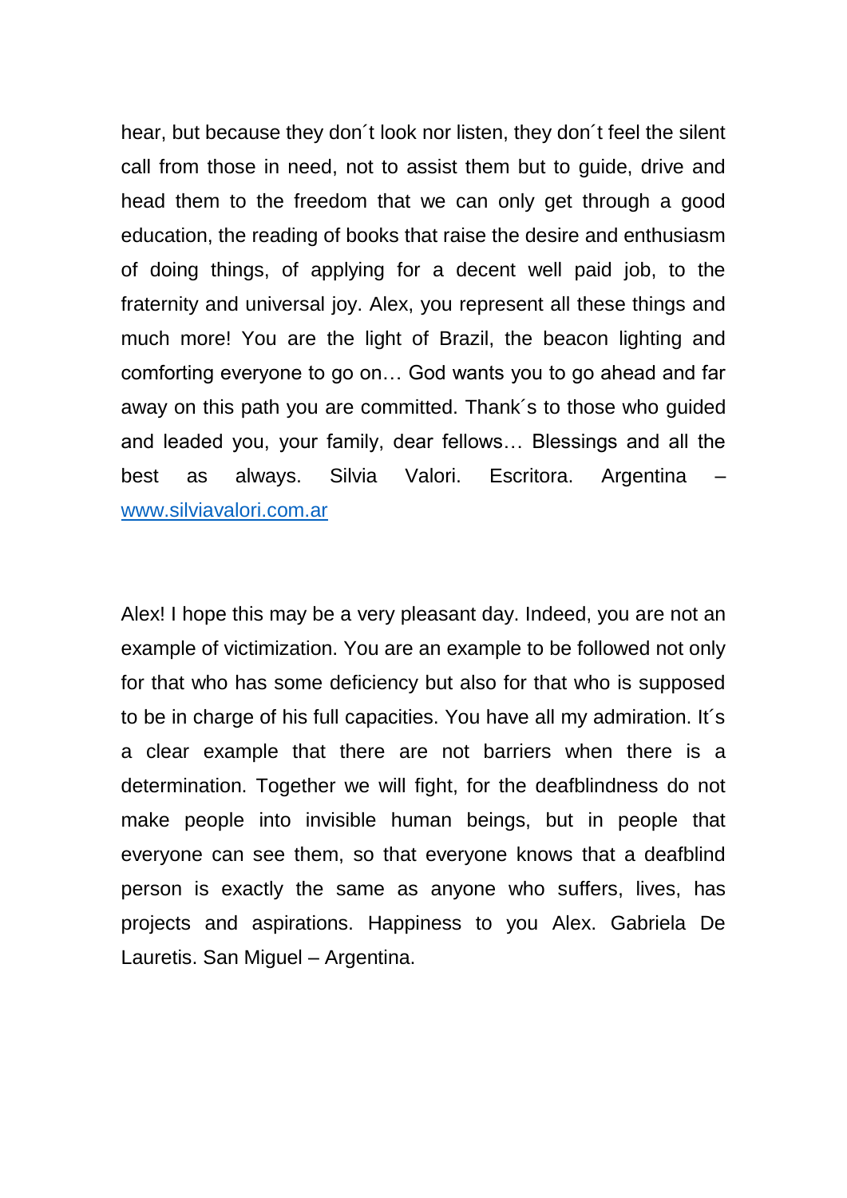hear, but because they don´t look nor listen, they don´t feel the silent call from those in need, not to assist them but to guide, drive and head them to the freedom that we can only get through a good education, the reading of books that raise the desire and enthusiasm of doing things, of applying for a decent well paid job, to the fraternity and universal joy. Alex, you represent all these things and much more! You are the light of Brazil, the beacon lighting and comforting everyone to go on… God wants you to go ahead and far away on this path you are committed. Thank´s to those who guided and leaded you, your family, dear fellows… Blessings and all the best as always. Silvia Valori. Escritora. Argentina – [www.silviavalori.com.ar](http://www.silviavalori.com.ar)

Alex! I hope this may be a very pleasant day. Indeed, you are not an example of victimization. You are an example to be followed not only for that who has some deficiency but also for that who is supposed to be in charge of his full capacities. You have all my admiration. It´s a clear example that there are not barriers when there is a determination. Together we will fight, for the deafblindness do not make people into invisible human beings, but in people that everyone can see them, so that everyone knows that a deafblind person is exactly the same as anyone who suffers, lives, has projects and aspirations. Happiness to you Alex. Gabriela De Lauretis. San Miguel – Argentina.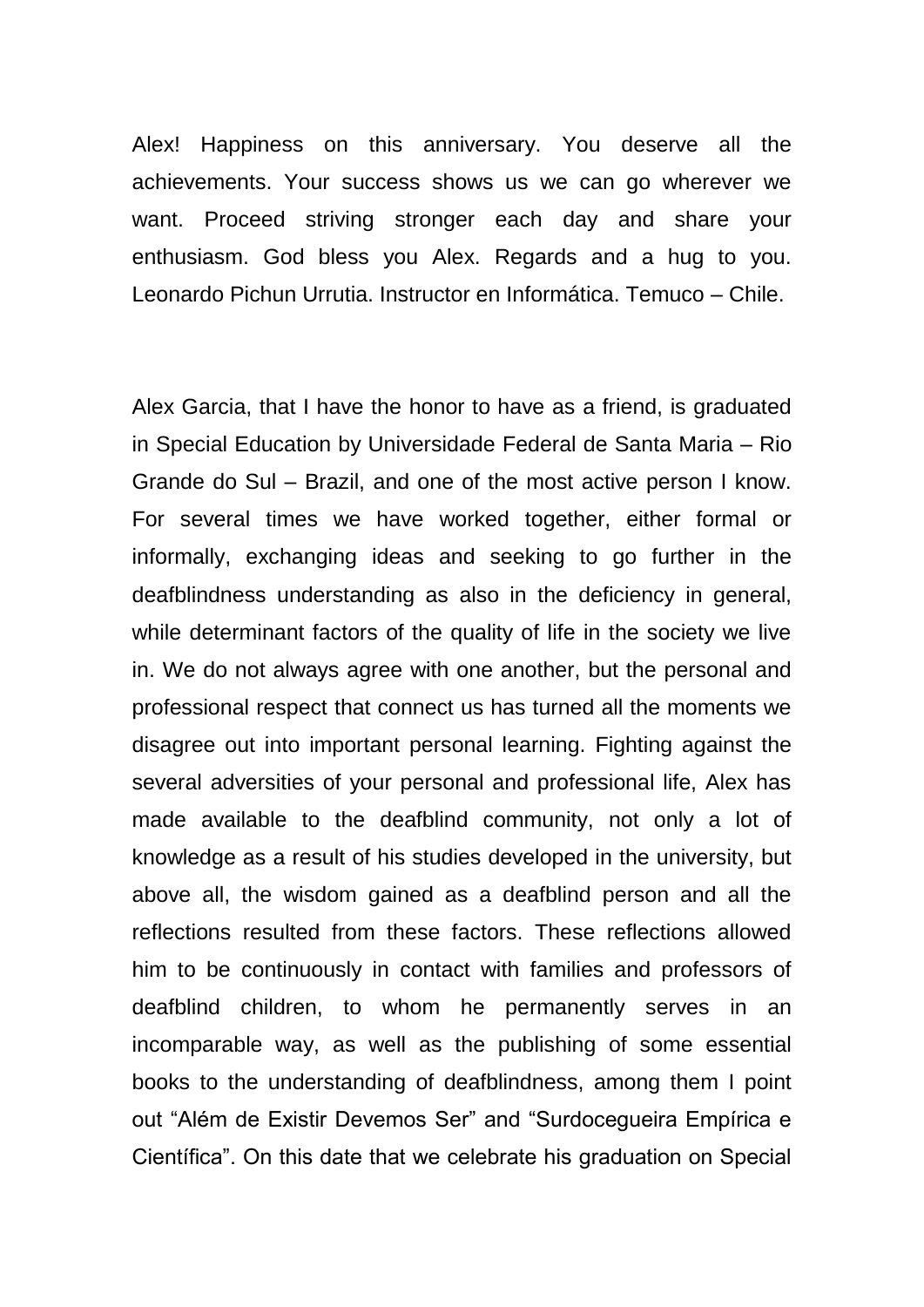Alex! Happiness on this anniversary. You deserve all the achievements. Your success shows us we can go wherever we want. Proceed striving stronger each day and share your enthusiasm. God bless you Alex. Regards and a hug to you. Leonardo Pichun Urrutia. Instructor en Informática. Temuco – Chile.

Alex Garcia, that I have the honor to have as a friend, is graduated in Special Education by Universidade Federal de Santa Maria – Rio Grande do Sul – Brazil, and one of the most active person I know. For several times we have worked together, either formal or informally, exchanging ideas and seeking to go further in the deafblindness understanding as also in the deficiency in general, while determinant factors of the quality of life in the society we live in. We do not always agree with one another, but the personal and professional respect that connect us has turned all the moments we disagree out into important personal learning. Fighting against the several adversities of your personal and professional life, Alex has made available to the deafblind community, not only a lot of knowledge as a result of his studies developed in the university, but above all, the wisdom gained as a deafblind person and all the reflections resulted from these factors. These reflections allowed him to be continuously in contact with families and professors of deafblind children, to whom he permanently serves in an incomparable way, as well as the publishing of some essential books to the understanding of deafblindness, among them I point out "Além de Existir Devemos Ser" and "Surdocegueira Empírica e Científica". On this date that we celebrate his graduation on Special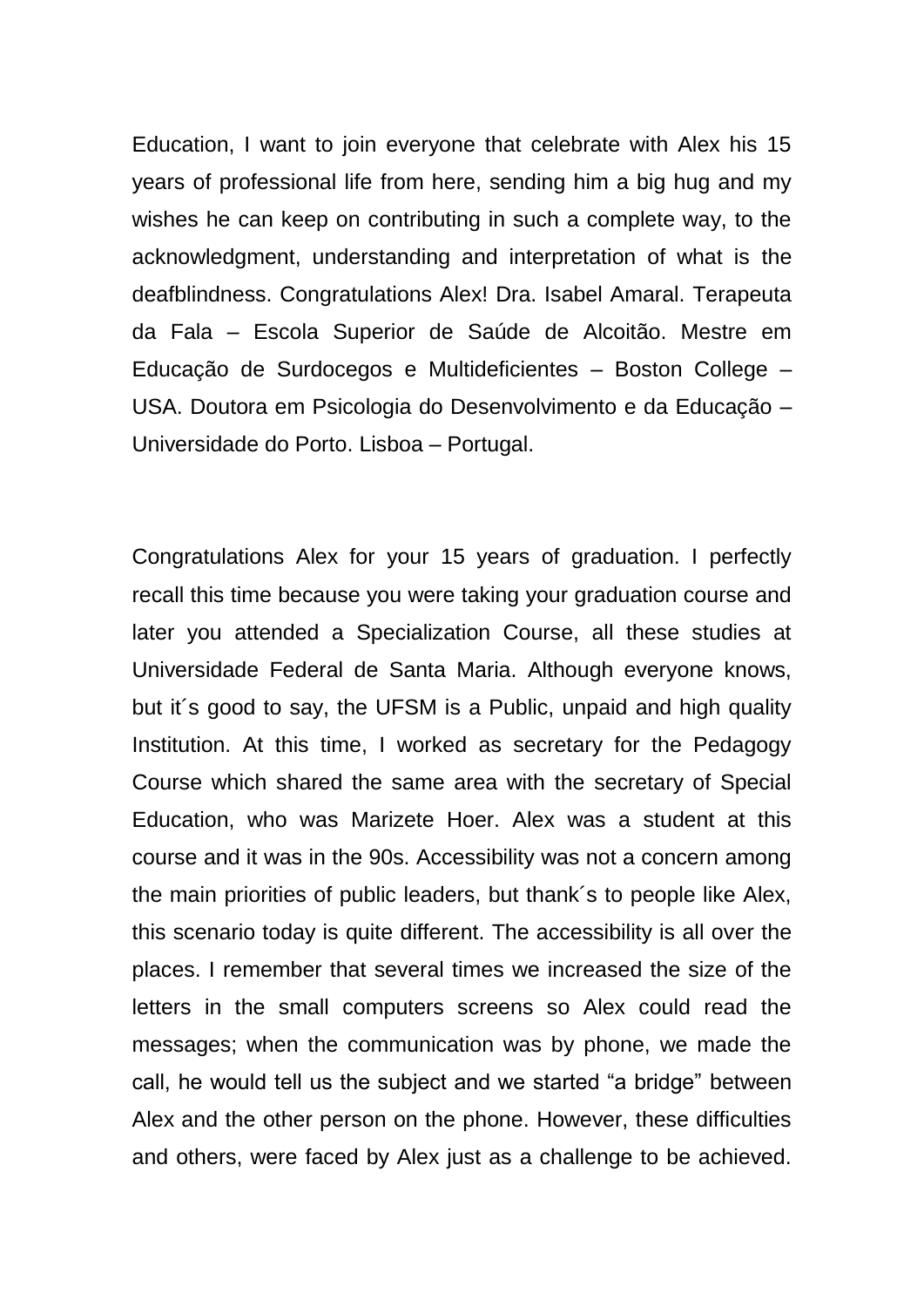Education, I want to join everyone that celebrate with Alex his 15 years of professional life from here, sending him a big hug and my wishes he can keep on contributing in such a complete way, to the acknowledgment, understanding and interpretation of what is the deafblindness. Congratulations Alex! Dra. Isabel Amaral. Terapeuta da Fala – Escola Superior de Saúde de Alcoitão. Mestre em Educação de Surdocegos e Multideficientes – Boston College – USA. Doutora em Psicologia do Desenvolvimento e da Educação – Universidade do Porto. Lisboa – Portugal.

Congratulations Alex for your 15 years of graduation. I perfectly recall this time because you were taking your graduation course and later you attended a Specialization Course, all these studies at Universidade Federal de Santa Maria. Although everyone knows, but it´s good to say, the UFSM is a Public, unpaid and high quality Institution. At this time, I worked as secretary for the Pedagogy Course which shared the same area with the secretary of Special Education, who was Marizete Hoer. Alex was a student at this course and it was in the 90s. Accessibility was not a concern among the main priorities of public leaders, but thank´s to people like Alex, this scenario today is quite different. The accessibility is all over the places. I remember that several times we increased the size of the letters in the small computers screens so Alex could read the messages; when the communication was by phone, we made the call, he would tell us the subject and we started “a bridge” between Alex and the other person on the phone. However, these difficulties and others, were faced by Alex just as a challenge to be achieved.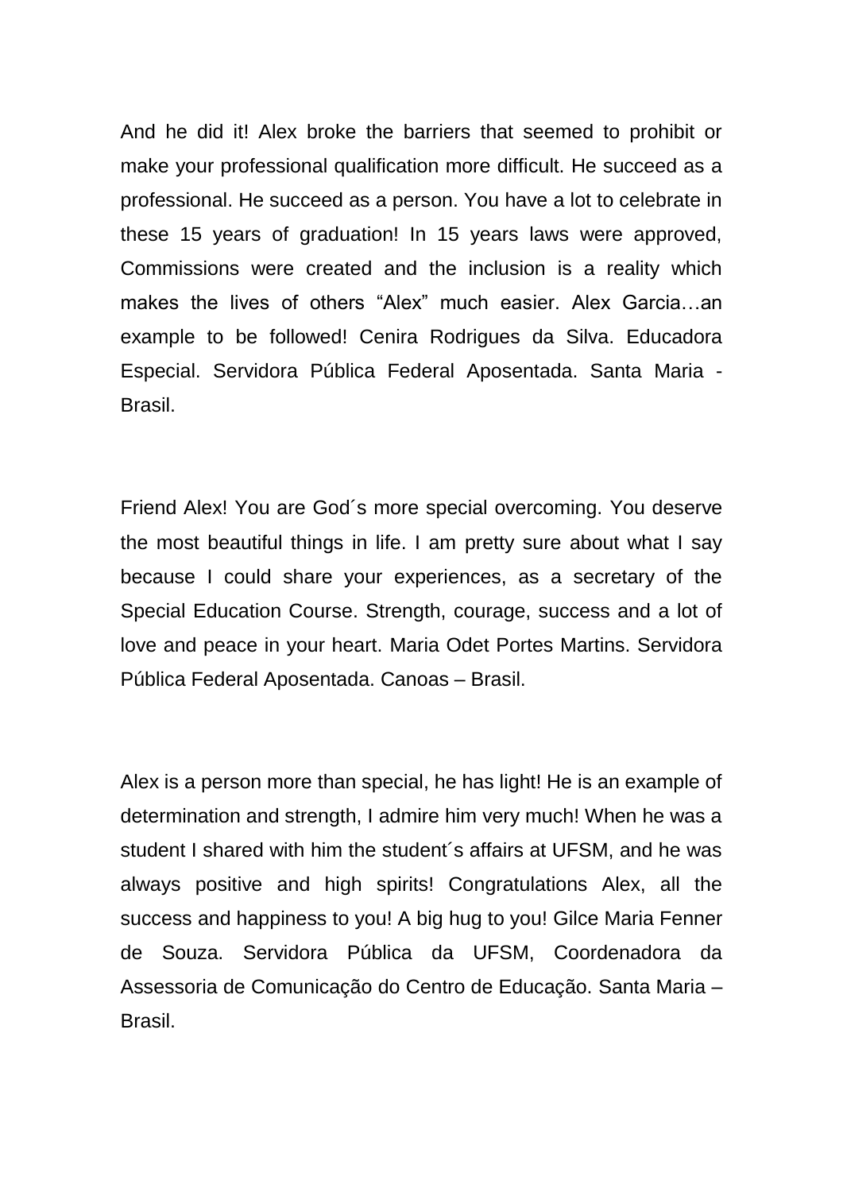And he did it! Alex broke the barriers that seemed to prohibit or make your professional qualification more difficult. He succeed as a professional. He succeed as a person. You have a lot to celebrate in these 15 years of graduation! In 15 years laws were approved, Commissions were created and the inclusion is a reality which makes the lives of others “Alex” much easier. Alex Garcia…an example to be followed! Cenira Rodrigues da Silva. Educadora Especial. Servidora Pública Federal Aposentada. Santa Maria - Brasil.

Friend Alex! You are God´s more special overcoming. You deserve the most beautiful things in life. I am pretty sure about what I say because I could share your experiences, as a secretary of the Special Education Course. Strength, courage, success and a lot of love and peace in your heart. Maria Odet Portes Martins. Servidora Pública Federal Aposentada. Canoas – Brasil.

Alex is a person more than special, he has light! He is an example of determination and strength, I admire him very much! When he was a student I shared with him the student´s affairs at UFSM, and he was always positive and high spirits! Congratulations Alex, all the success and happiness to you! A big hug to you! Gilce Maria Fenner de Souza. Servidora Pública da UFSM, Coordenadora da Assessoria de Comunicação do Centro de Educação. Santa Maria – Brasil.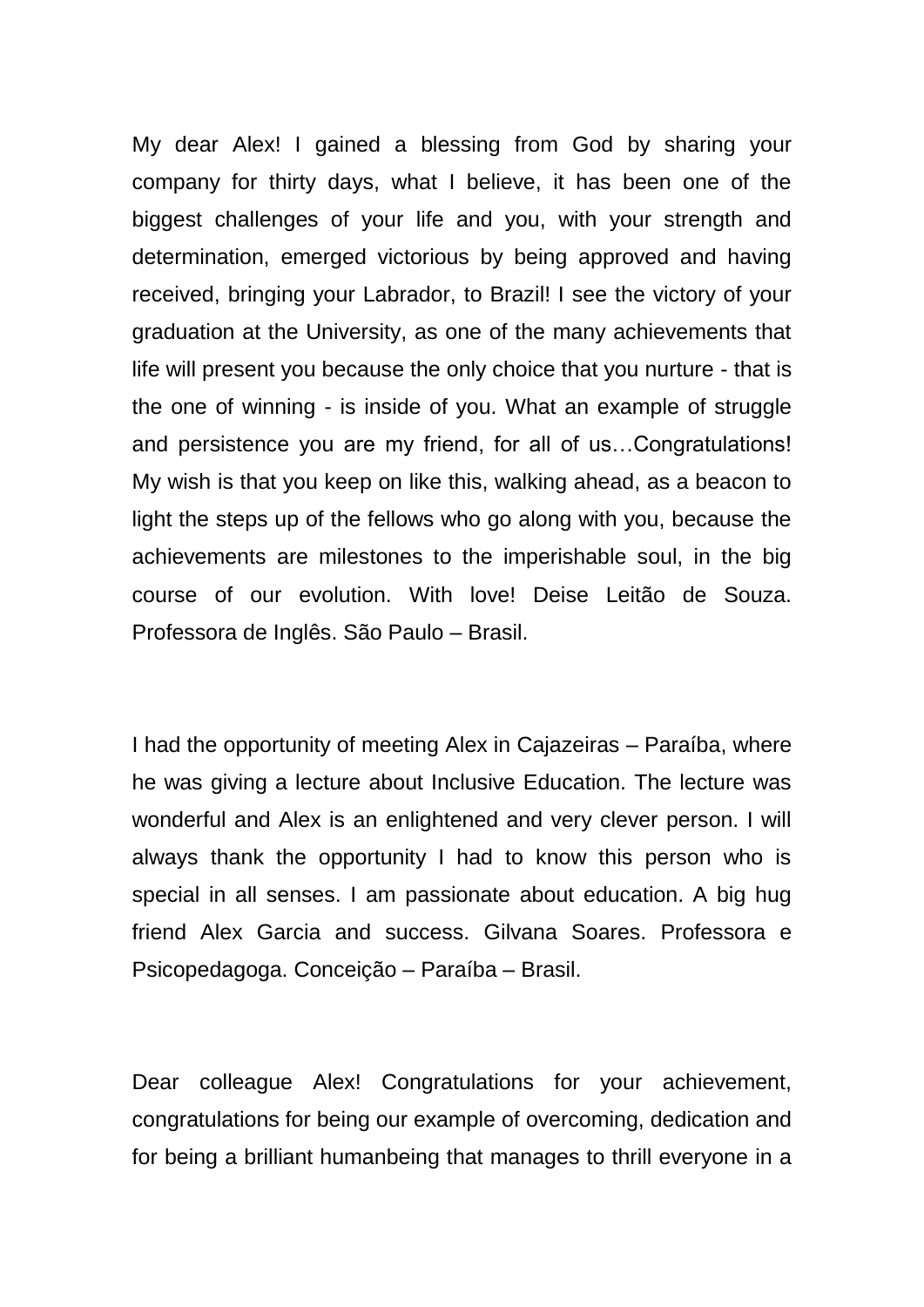My dear Alex! I gained a blessing from God by sharing your company for thirty days, what I believe, it has been one of the biggest challenges of your life and you, with your strength and determination, emerged victorious by being approved and having received, bringing your Labrador, to Brazil! I see the victory of your graduation at the University, as one of the many achievements that life will present you because the only choice that you nurture - that is the one of winning - is inside of you. What an example of struggle and persistence you are my friend, for all of us…Congratulations! My wish is that you keep on like this, walking ahead, as a beacon to light the steps up of the fellows who go along with you, because the achievements are milestones to the imperishable soul, in the big course of our evolution. With love! Deise Leitão de Souza. Professora de Inglês. São Paulo – Brasil.

I had the opportunity of meeting Alex in Cajazeiras – Paraíba, where he was giving a lecture about Inclusive Education. The lecture was wonderful and Alex is an enlightened and very clever person. I will always thank the opportunity I had to know this person who is special in all senses. I am passionate about education. A big hug friend Alex Garcia and success. Gilvana Soares. Professora e Psicopedagoga. Conceição – Paraíba – Brasil.

Dear colleague Alex! Congratulations for your achievement, congratulations for being our example of overcoming, dedication and for being a brilliant humanbeing that manages to thrill everyone in a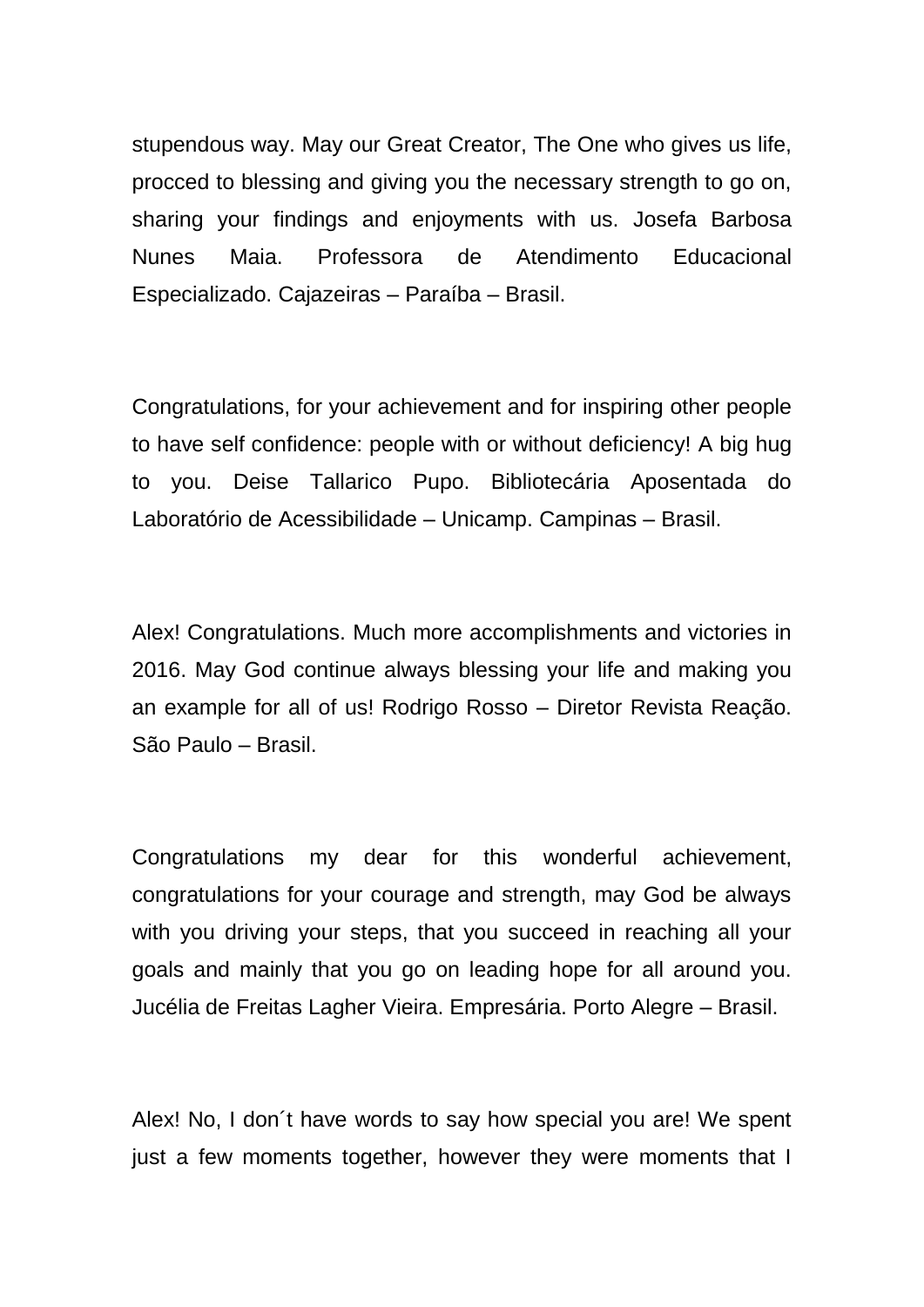stupendous way. May our Great Creator, The One who gives us life, procced to blessing and giving you the necessary strength to go on, sharing your findings and enjoyments with us. Josefa Barbosa Nunes Maia. Professora de Atendimento Educacional Especializado. Cajazeiras – Paraíba – Brasil.

Congratulations, for your achievement and for inspiring other people to have self confidence: people with or without deficiency! A big hug to you. Deise Tallarico Pupo. Bibliotecária Aposentada do Laboratório de Acessibilidade – Unicamp. Campinas – Brasil.

Alex! Congratulations. Much more accomplishments and victories in 2016. May God continue always blessing your life and making you an example for all of us! Rodrigo Rosso – Diretor Revista Reação. São Paulo – Brasil.

Congratulations my dear for this wonderful achievement, congratulations for your courage and strength, may God be always with you driving your steps, that you succeed in reaching all your goals and mainly that you go on leading hope for all around you. Jucélia de Freitas Lagher Vieira. Empresária. Porto Alegre – Brasil.

Alex! No, I don´t have words to say how special you are! We spent just a few moments together, however they were moments that I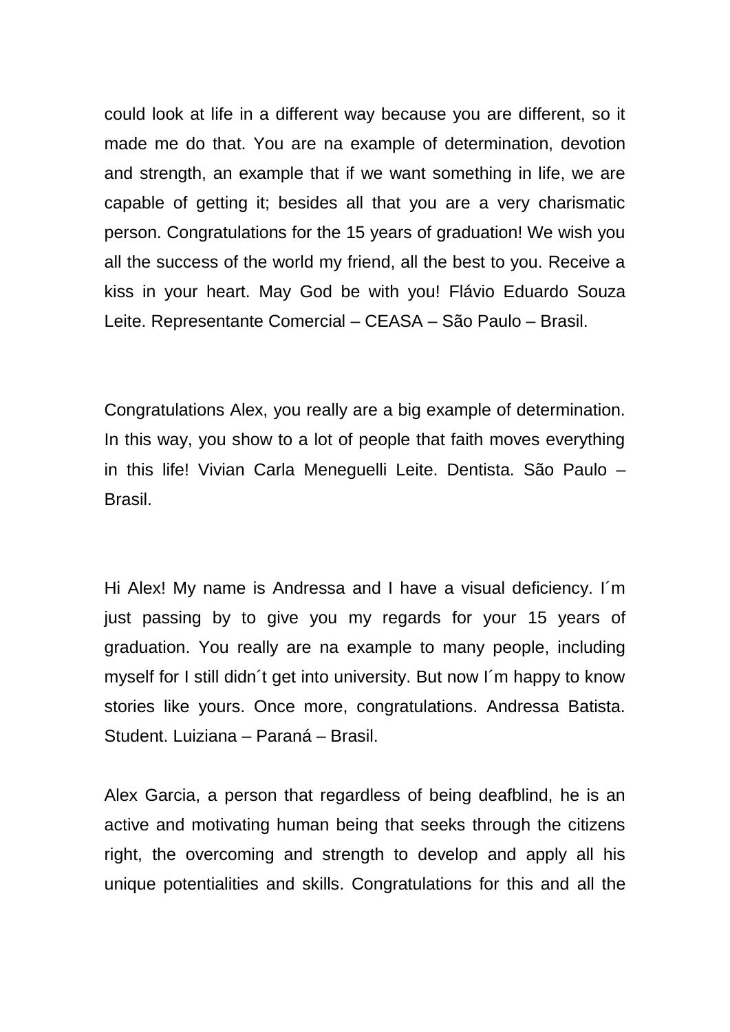could look at life in a different way because you are different, so it made me do that. You are na example of determination, devotion and strength, an example that if we want something in life, we are capable of getting it; besides all that you are a very charismatic person. Congratulations for the 15 years of graduation! We wish you all the success of the world my friend, all the best to you. Receive a kiss in your heart. May God be with you! Flávio Eduardo Souza Leite. Representante Comercial – CEASA – São Paulo – Brasil.

Congratulations Alex, you really are a big example of determination. In this way, you show to a lot of people that faith moves everything in this life! Vivian Carla Meneguelli Leite. Dentista. São Paulo – Brasil.

Hi Alex! My name is Andressa and I have a visual deficiency. I´m just passing by to give you my regards for your 15 years of graduation. You really are na example to many people, including myself for I still didn´t get into university. But now I´m happy to know stories like yours. Once more, congratulations. Andressa Batista. Student. Luiziana – Paraná – Brasil.

Alex Garcia, a person that regardless of being deafblind, he is an active and motivating human being that seeks through the citizens right, the overcoming and strength to develop and apply all his unique potentialities and skills. Congratulations for this and all the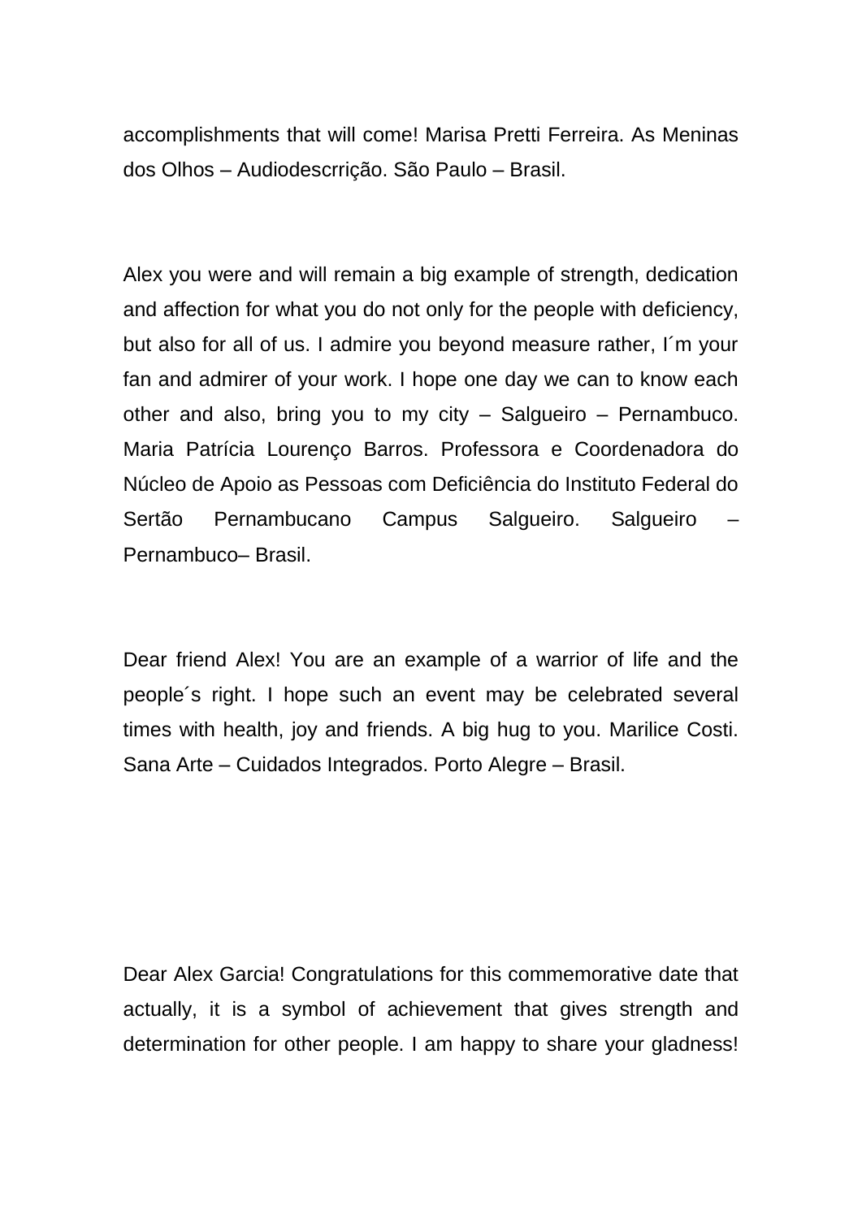accomplishments that will come! Marisa Pretti Ferreira. As Meninas dos Olhos – Audiodescrrição. São Paulo – Brasil.

Alex you were and will remain a big example of strength, dedication and affection for what you do not only for the people with deficiency, but also for all of us. I admire you beyond measure rather, I´m your fan and admirer of your work. I hope one day we can to know each other and also, bring you to my city – Salgueiro – Pernambuco. Maria Patrícia Lourenço Barros. Professora e Coordenadora do Núcleo de Apoio as Pessoas com Deficiência do Instituto Federal do Sertão Pernambucano Campus Salgueiro. Salgueiro – Pernambuco– Brasil.

Dear friend Alex! You are an example of a warrior of life and the people´s right. I hope such an event may be celebrated several times with health, joy and friends. A big hug to you. Marilice Costi. Sana Arte – Cuidados Integrados. Porto Alegre – Brasil.

Dear Alex Garcia! Congratulations for this commemorative date that actually, it is a symbol of achievement that gives strength and determination for other people. I am happy to share your gladness!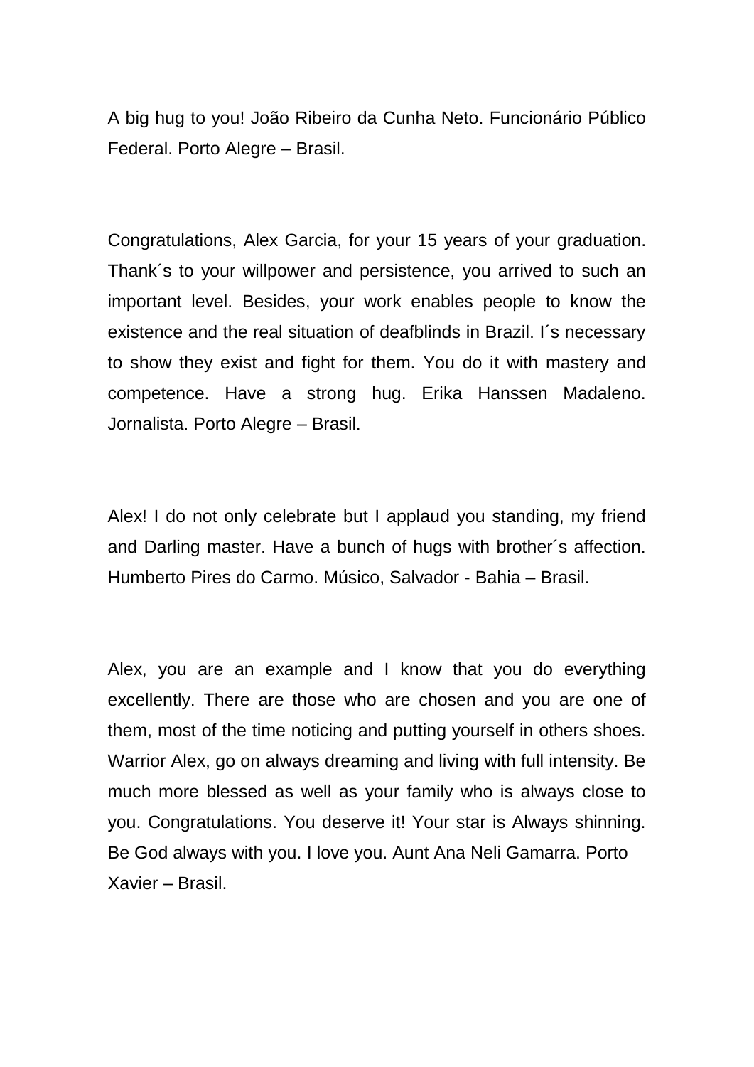A big hug to you! João Ribeiro da Cunha Neto. Funcionário Público Federal. Porto Alegre – Brasil.

Congratulations, Alex Garcia, for your 15 years of your graduation. Thank´s to your willpower and persistence, you arrived to such an important level. Besides, your work enables people to know the existence and the real situation of deafblinds in Brazil. I´s necessary to show they exist and fight for them. You do it with mastery and competence. Have a strong hug. Erika Hanssen Madaleno. Jornalista. Porto Alegre – Brasil.

Alex! I do not only celebrate but I applaud you standing, my friend and Darling master. Have a bunch of hugs with brother´s affection. Humberto Pires do Carmo. Músico, Salvador - Bahia – Brasil.

Alex, you are an example and I know that you do everything excellently. There are those who are chosen and you are one of them, most of the time noticing and putting yourself in others shoes. Warrior Alex, go on always dreaming and living with full intensity. Be much more blessed as well as your family who is always close to you. Congratulations. You deserve it! Your star is Always shinning. Be God always with you. I love you. Aunt Ana Neli Gamarra. Porto Xavier – Brasil.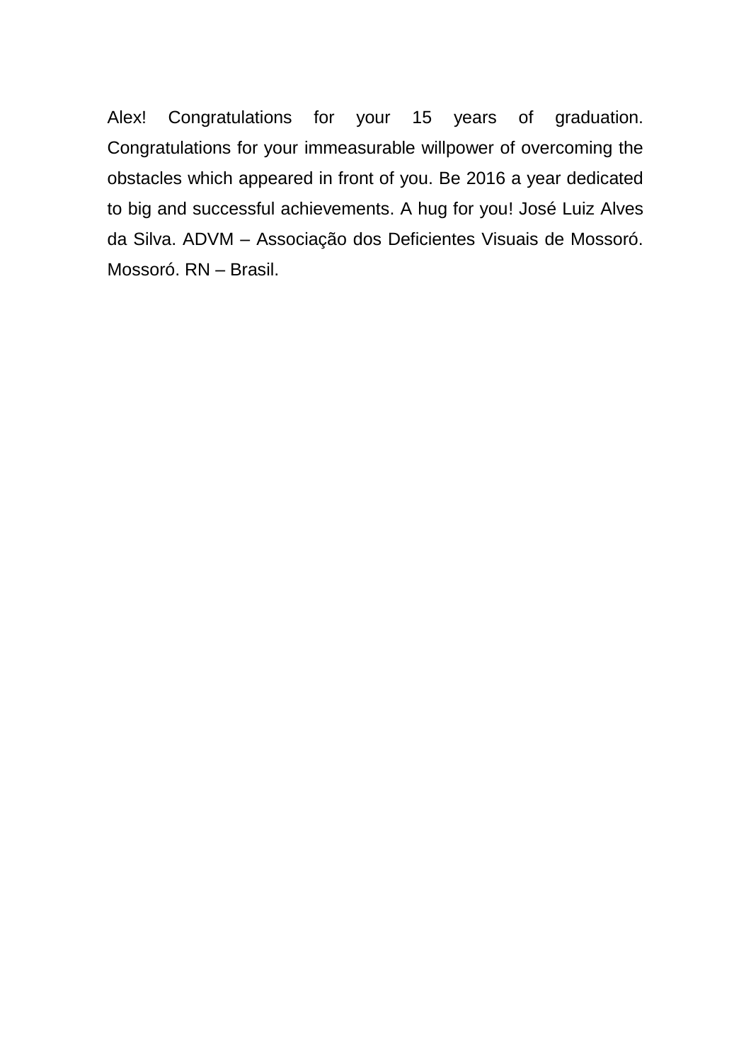Alex! Congratulations for your 15 years of graduation. Congratulations for your immeasurable willpower of overcoming the obstacles which appeared in front of you. Be 2016 a year dedicated to big and successful achievements. A hug for you! José Luiz Alves da Silva. ADVM – Associação dos Deficientes Visuais de Mossoró. Mossoró. RN – Brasil.